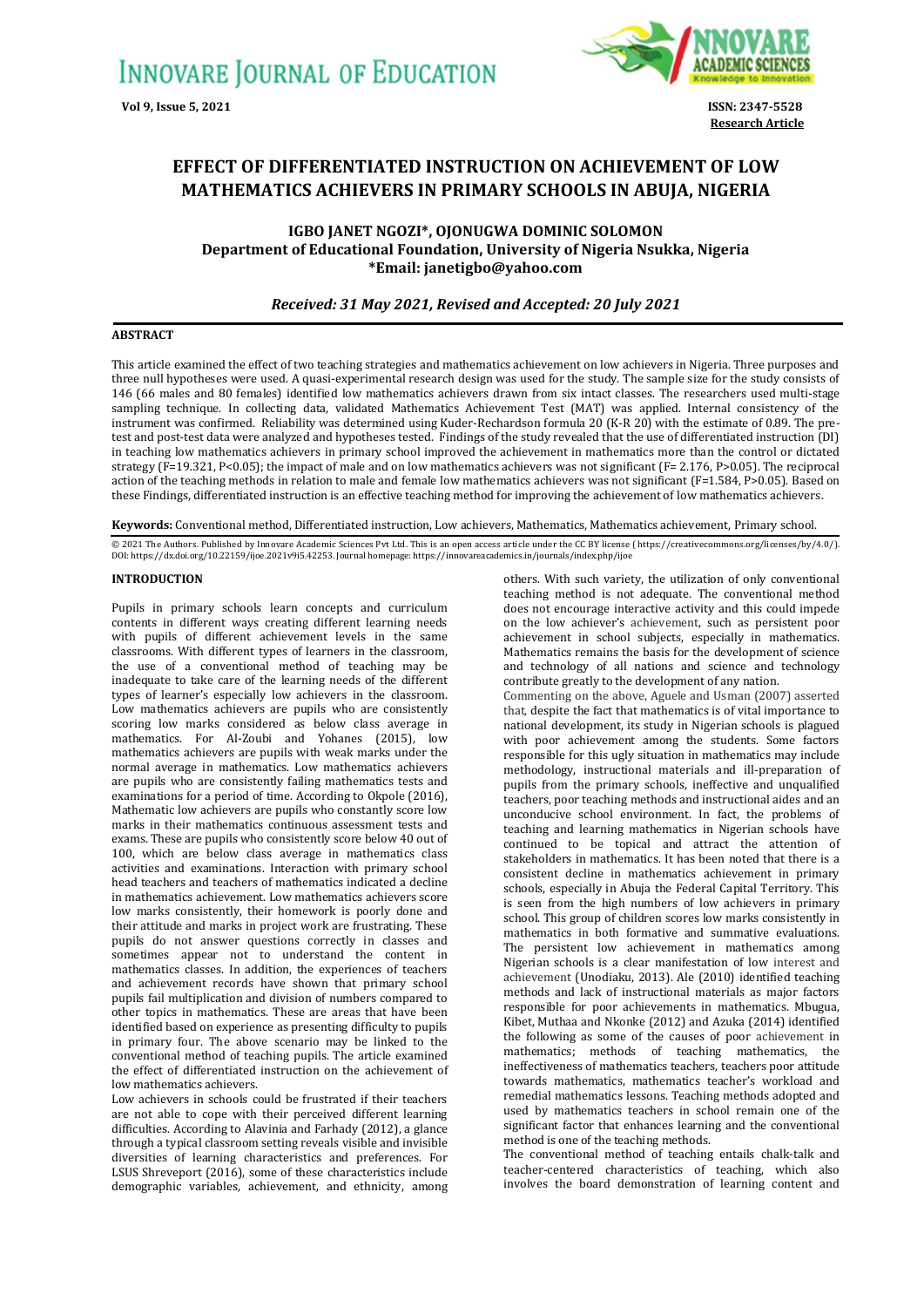# EFFECT OF DIFFERENTIATED INSTRUCTION ON ACHIEVEMENT OF LOW MATHEMATICS ACHIEVERS IN PRIMARY SCHOOLS IN ABUJA, NIGERIA

**IGBO JANET NGOZI*, OJONUGWA DOMINIC SOLOMON**
**Department of Educational Foundation, University of Nigeria Nsukka, Nigeria**
***Email: janetigbo@yahoo.com**

*Received: 31 May 2021, Revised and Accepted: 20 July 2021*

## ABSTRACT

This article examined the effect of two teaching strategies and mathematics achievement on low achievers in Nigeria. Three purposes and three null hypotheses were used. A quasi-experimental research design was used for the study. The sample size for the study consists of 146 (66 males and 80 females) identified low mathematics achievers drawn from six intact classes. The researchers used multi-stage sampling technique. In collecting data, validated Mathematics Achievement Test (MAT) was applied. Internal consistency of the instrument was confirmed. Reliability was determined using Kuder-Rechardson formula 20 (K-R 20) with the estimate of 0.89. The pre-test and post-test data were analyzed and hypotheses tested. Findings of the study revealed that the use of differentiated instruction (DI) in teaching low mathematics achievers in primary school improved the achievement in mathematics more than the control or dictated strategy ($F=19.321, P<0.05$); the impact of male and on low mathematics achievers was not significant ($F= 2.176, P>0.05$). The reciprocal action of the teaching methods in relation to male and female low mathematics achievers was not significant ($F=1.584, P>0.05$). Based on these Findings, differentiated instruction is an effective teaching method for improving the achievement of low mathematics achievers.

**Keywords:** Conventional method, Differentiated instruction, Low achievers, Mathematics, Mathematics achievement, Primary school.

© 2021 The Authors. Published by Innovare Academic Sciences Pvt Ltd. This is an open access article under the CC BY license ( https://creativecommons.org/licenses/by/4.0/). DOI: https://dx.doi.org/10.22159/ijoe.2021v9i5.42253. Journal homepage: https://innovareacademics.in/journals/index.php/ijoe

## INTRODUCTION

Pupils in primary schools learn concepts and curriculum contents in different ways creating different learning needs with pupils of different achievement levels in the same classrooms. With different types of learners in the classroom, the use of a conventional method of teaching may be inadequate to take care of the learning needs of the different types of learner's especially low achievers in the classroom. Low mathematics achievers are pupils who are consistently scoring low marks considered as below class average in mathematics. For Al-Zoubi and Yohanes (2015), low mathematics achievers are pupils with weak marks under the normal average in mathematics. Low mathematics achievers are pupils who are consistently failing mathematics tests and examinations for a period of time. According to Okpole (2016), Mathematic low achievers are pupils who constantly score low marks in their mathematics continuous assessment tests and exams. These are pupils who consistently score below 40 out of 100, which are below class average in mathematics class activities and examinations. Interaction with primary school head teachers and teachers of mathematics indicated a decline in mathematics achievement. Low mathematics achievers score low marks consistently, their homework is poorly done and their attitude and marks in project work are frustrating. These pupils do not answer questions correctly in classes and sometimes appear not to understand the content in mathematics classes. In addition, the experiences of teachers and achievement records have shown that primary school pupils fail multiplication and division of numbers compared to other topics in mathematics. These are areas that have been identified based on experience as presenting difficulty to pupils in primary four. The above scenario may be linked to the conventional method of teaching pupils. The article examined the effect of differentiated instruction on the achievement of low mathematics achievers.

Low achievers in schools could be frustrated if their teachers are not able to cope with their perceived different learning difficulties. According to Alavinia and Farhady (2012), a glance through a typical classroom setting reveals visible and invisible diversities of learning characteristics and preferences. For LSUS Shreveport (2016), some of these characteristics include demographic variables, achievement, and ethnicity, among others. With such variety, the utilization of only conventional teaching method is not adequate. The conventional method does not encourage interactive activity and this could impede on the low achiever's achievement, such as persistent poor achievement in school subjects, especially in mathematics. Mathematics remains the basis for the development of science and technology of all nations and science and technology contribute greatly to the development of any nation.

Commenting on the above, Aguele and Usman (2007) asserted that, despite the fact that mathematics is of vital importance to national development, its study in Nigerian schools is plagued with poor achievement among the students. Some factors responsible for this ugly situation in mathematics may include methodology, instructional materials and ill-preparation of pupils from the primary schools, ineffective and unqualified teachers, poor teaching methods and instructional aides and an unconducive school environment. In fact, the problems of teaching and learning mathematics in Nigerian schools have continued to be topical and attract the attention of stakeholders in mathematics. It has been noted that there is a consistent decline in mathematics achievement in primary schools, especially in Abuja the Federal Capital Territory. This is seen from the high numbers of low achievers in primary school. This group of children scores low marks consistently in mathematics in both formative and summative evaluations. The persistent low achievement in mathematics among Nigerian schools is a clear manifestation of low interest and achievement (Unodiaku, 2013). Ale (2010) identified teaching methods and lack of instructional materials as major factors responsible for poor achievements in mathematics. Mbugua, Kibet, Muthaa and Nkonke (2012) and Azuka (2014) identified the following as some of the causes of poor achievement in mathematics; methods of teaching mathematics, the ineffectiveness of mathematics teachers, teachers poor attitude towards mathematics, mathematics teacher's workload and remedial mathematics lessons. Teaching methods adopted and used by mathematics teachers in school remain one of the significant factor that enhances learning and the conventional method is one of the teaching methods.

The conventional method of teaching entails chalk-talk and teacher-centered characteristics of teaching, which also involves the board demonstration of learning content and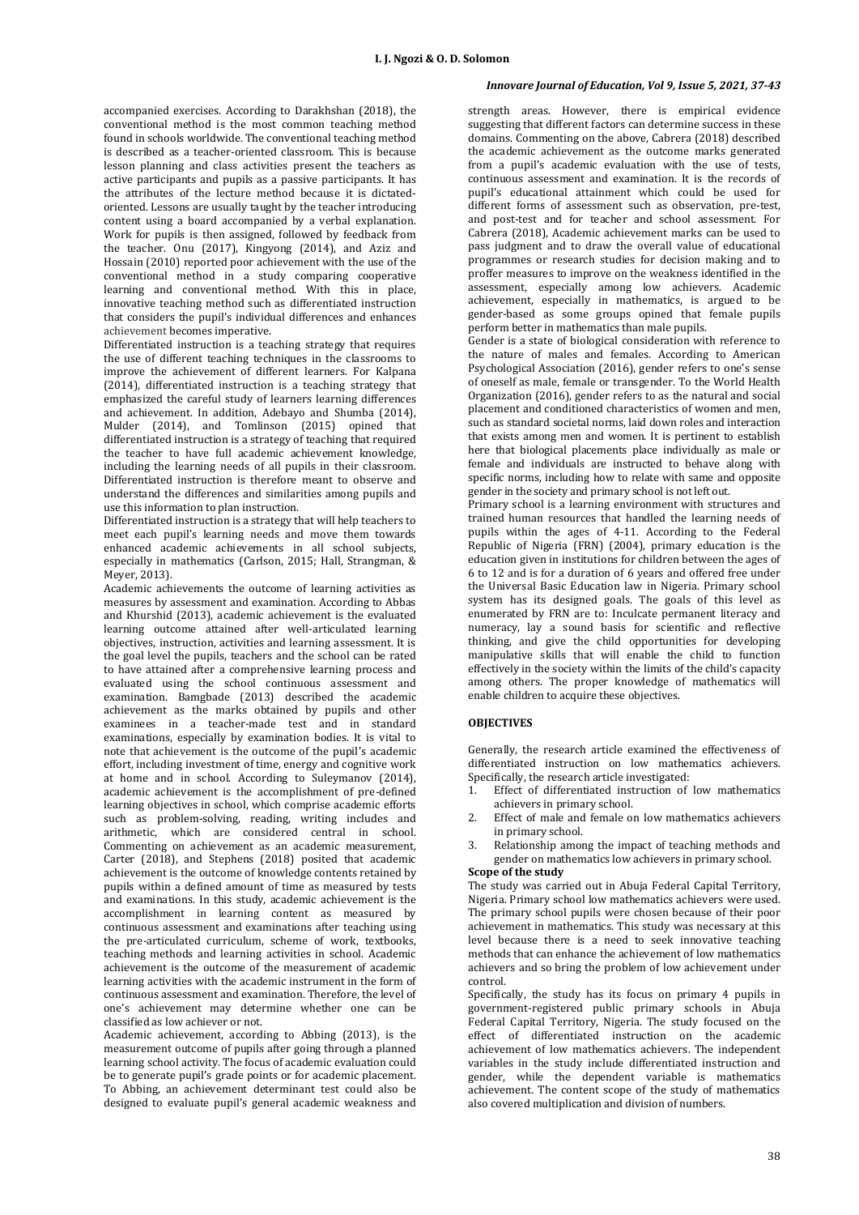accompanied exercises. According to Darakhshan (2018), the conventional method is the most common teaching method found in schools worldwide. The conventional teaching method is described as a teacher-oriented classroom. This is because lesson planning and class activities present the teachers as active participants and pupils as a passive participants. It has the attributes of the lecture method because it is dictated-oriented. Lessons are usually taught by the teacher introducing content using a board accompanied by a verbal explanation. Work for pupils is then assigned, followed by feedback from the teacher. Onu (2017), Kingyong (2014), and Aziz and Hossain (2010) reported poor achievement with the use of the conventional method in a study comparing cooperative learning and conventional method. With this in place, innovative teaching method such as differentiated instruction that considers the pupil's individual differences and enhances achievement becomes imperative.

Differentiated instruction is a teaching strategy that requires the use of different teaching techniques in the classrooms to improve the achievement of different learners. For Kalpana (2014), differentiated instruction is a teaching strategy that emphasized the careful study of learners learning differences and achievement. In addition, Adebayo and Shumba (2014), Mulder (2014), and Tomlinson (2015) opined that differentiated instruction is a strategy of teaching that required the teacher to have full academic achievement knowledge, including the learning needs of all pupils in their classroom. Differentiated instruction is therefore meant to observe and understand the differences and similarities among pupils and use this information to plan instruction.

Differentiated instruction is a strategy that will help teachers to meet each pupil's learning needs and move them towards enhanced academic achievements in all school subjects, especially in mathematics (Carlson, 2015; Hall, Strangman, & Meyer, 2013).

Academic achievements the outcome of learning activities as measures by assessment and examination. According to Abbas and Khurshid (2013), academic achievement is the evaluated learning outcome attained after well-articulated learning objectives, instruction, activities and learning assessment. It is the goal level the pupils, teachers and the school can be rated to have attained after a comprehensive learning process and evaluated using the school continuous assessment and examination. Bamgbade (2013) described the academic achievement as the marks obtained by pupils and other examinees in a teacher-made test and in standard examinations, especially by examination bodies. It is vital to note that achievement is the outcome of the pupil's academic effort, including investment of time, energy and cognitive work at home and in school. According to Suleymanov (2014), academic achievement is the accomplishment of pre-defined learning objectives in school, which comprise academic efforts such as problem-solving, reading, writing includes and arithmetic, which are considered central in school. Commenting on achievement as an academic measurement, Carter (2018), and Stephens (2018) posited that academic achievement is the outcome of knowledge contents retained by pupils within a defined amount of time as measured by tests and examinations. In this study, academic achievement is the accomplishment in learning content as measured by continuous assessment and examinations after teaching using the pre-articulated curriculum, scheme of work, textbooks, teaching methods and learning activities in school. Academic achievement is the outcome of the measurement of academic learning activities with the academic instrument in the form of continuous assessment and examination. Therefore, the level of one's achievement may determine whether one can be classified as low achiever or not.

Academic achievement, according to Abbing (2013), is the measurement outcome of pupils after going through a planned learning school activity. The focus of academic evaluation could be to generate pupil's grade points or for academic placement. To Abbing, an achievement determinant test could also be designed to evaluate pupil's general academic weakness and strength areas. However, there is empirical evidence suggesting that different factors can determine success in these domains. Commenting on the above, Cabrera (2018) described the academic achievement as the outcome marks generated from a pupil's academic evaluation with the use of tests, continuous assessment and examination. It is the records of pupil's educational attainment which could be used for different forms of assessment such as observation, pre-test, and post-test and for teacher and school assessment. For Cabrera (2018), Academic achievement marks can be used to pass judgment and to draw the overall value of educational programmes or research studies for decision making and to proffer measures to improve on the weakness identified in the assessment, especially among low achievers. Academic achievement, especially in mathematics, is argued to be gender-based as some groups opined that female pupils perform better in mathematics than male pupils.

Gender is a state of biological consideration with reference to the nature of males and females. According to American Psychological Association (2016), gender refers to one's sense of oneself as male, female or transgender. To the World Health Organization (2016), gender refers to as the natural and social placement and conditioned characteristics of women and men, such as standard societal norms, laid down roles and interaction that exists among men and women. It is pertinent to establish here that biological placements place individually as male or female and individuals are instructed to behave along with specific norms, including how to relate with same and opposite gender in the society and primary school is not left out.

Primary school is a learning environment with structures and trained human resources that handled the learning needs of pupils within the ages of 4-11. According to the Federal Republic of Nigeria (FRN) (2004), primary education is the education given in institutions for children between the ages of 6 to 12 and is for a duration of 6 years and offered free under the Universal Basic Education law in Nigeria. Primary school system has its designed goals. The goals of this level as enumerated by FRN are to: Inculcate permanent literacy and numeracy, lay a sound basis for scientific and reflective thinking, and give the child opportunities for developing manipulative skills that will enable the child to function effectively in the society within the limits of the child's capacity among others. The proper knowledge of mathematics will enable children to acquire these objectives.

## OBJECTIVES

Generally, the research article examined the effectiveness of differentiated instruction on low mathematics achievers. Specifically, the research article investigated:

1. Effect of differentiated instruction of low mathematics achievers in primary school.
2. Effect of male and female on low mathematics achievers in primary school.
3. Relationship among the impact of teaching methods and gender on mathematics low achievers in primary school.

### Scope of the study

The study was carried out in Abuja Federal Capital Territory, Nigeria. Primary school low mathematics achievers were used. The primary school pupils were chosen because of their poor achievement in mathematics. This study was necessary at this level because there is a need to seek innovative teaching methods that can enhance the achievement of low mathematics achievers and so bring the problem of low achievement under control.

Specifically, the study has its focus on primary 4 pupils in government-registered public primary schools in Abuja Federal Capital Territory, Nigeria. The study focused on the effect of differentiated instruction on the academic achievement of low mathematics achievers. The independent variables in the study include differentiated instruction and gender, while the dependent variable is mathematics achievement. The content scope of the study of mathematics also covered multiplication and division of numbers.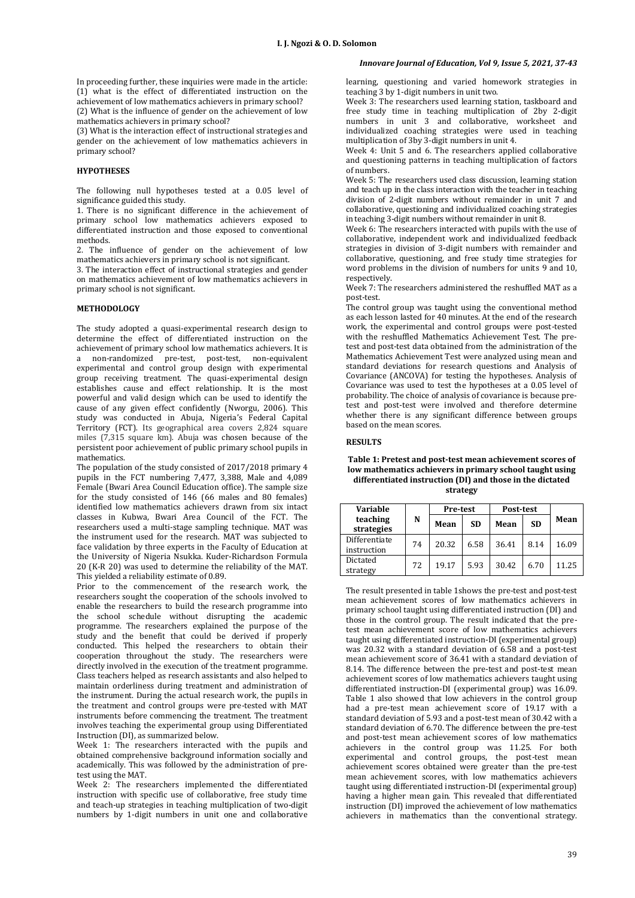In proceeding further, these inquiries were made in the article: (1) what is the effect of differentiated instruction on the achievement of low mathematics achievers in primary school? (2) What is the influence of gender on the achievement of low mathematics achievers in primary school?

(3) What is the interaction effect of instructional strategies and gender on the achievement of low mathematics achievers in primary school?

## HYPOTHESES

The following null hypotheses tested at a 0.05 level of significance guided this study.

1. There is no significant difference in the achievement of primary school low mathematics achievers exposed to differentiated instruction and those exposed to conventional methods.
2. The influence of gender on the achievement of low mathematics achievers in primary school is not significant.
3. The interaction effect of instructional strategies and gender on mathematics achievement of low mathematics achievers in primary school is not significant.

## METHODOLOGY

The study adopted a quasi-experimental research design to determine the effect of differentiated instruction on the achievement of primary school low mathematics achievers. It is a non-randomized pre-test, post-test, non-equivalent experimental and control group design with experimental group receiving treatment. The quasi-experimental design establishes cause and effect relationship. It is the most powerful and valid design which can be used to identify the cause of any given effect confidently (Nworgu, 2006). This study was conducted in Abuja, Nigeria's Federal Capital Territory (FCT). Its geographical area covers 2,824 square miles (7,315 square km). Abuja was chosen because of the persistent poor achievement of public primary school pupils in mathematics.

The population of the study consisted of 2017/2018 primary 4 pupils in the FCT numbering 7,477, 3,388, Male and 4,089 Female (Bwari Area Council Education office). The sample size for the study consisted of 146 (66 males and 80 females) identified low mathematics achievers drawn from six intact classes in Kubwa, Bwari Area Council of the FCT. The researchers used a multi-stage sampling technique. MAT was the instrument used for the research. MAT was subjected to face validation by three experts in the Faculty of Education at the University of Nigeria Nsukka. Kuder-Richardson Formula 20 (K-R 20) was used to determine the reliability of the MAT. This yielded a reliability estimate of 0.89.

Prior to the commencement of the research work, the researchers sought the cooperation of the schools involved to enable the researchers to build the research programme into the school schedule without disrupting the academic programme. The researchers explained the purpose of the study and the benefit that could be derived if properly conducted. This helped the researchers to obtain their cooperation throughout the study. The researchers were directly involved in the execution of the treatment programme. Class teachers helped as research assistants and also helped to maintain orderliness during treatment and administration of the instrument. During the actual research work, the pupils in the treatment and control groups were pre-tested with MAT instruments before commencing the treatment. The treatment involves teaching the experimental group using Differentiated Instruction (DI), as summarized below.

Week 1: The researchers interacted with the pupils and obtained comprehensive background information socially and academically. This was followed by the administration of pre-test using the MAT.

Week 2: The researchers implemented the differentiated instruction with specific use of collaborative, free study time and teach-up strategies in teaching multiplication of two-digit numbers by 1-digit numbers in unit one and collaborative learning, questioning and varied homework strategies in teaching 3 by 1-digit numbers in unit two.

Week 3: The researchers used learning station, taskboard and free study time in teaching multiplication of 2by 2-digit numbers in unit 3 and collaborative, worksheet and individualized coaching strategies were used in teaching multiplication of 3by 3-digit numbers in unit 4.

Week 4: Unit 5 and 6. The researchers applied collaborative and questioning patterns in teaching multiplication of factors of numbers.

Week 5: The researchers used class discussion, learning station and teach up in the class interaction with the teacher in teaching division of 2-digit numbers without remainder in unit 7 and collaborative, questioning and individualized coaching strategies in teaching 3-digit numbers without remainder in unit 8.

Week 6: The researchers interacted with pupils with the use of collaborative, independent work and individualized feedback strategies in division of 3-digit numbers with remainder and collaborative, questioning, and free study time strategies for word problems in the division of numbers for units 9 and 10, respectively.

Week 7: The researchers administered the reshuffled MAT as a post-test.

The control group was taught using the conventional method as each lesson lasted for 40 minutes. At the end of the research work, the experimental and control groups were post-tested with the reshuffled Mathematics Achievement Test. The pre-test and post-test data obtained from the administration of the Mathematics Achievement Test were analyzed using mean and standard deviations for research questions and Analysis of Covariance (ANCOVA) for testing the hypotheses. Analysis of Covariance was used to test the hypotheses at a 0.05 level of probability. The choice of analysis of covariance is because pre-test and post-test were involved and therefore determine whether there is any significant difference between groups based on the mean scores.

## RESULTS

**Table 1: Pretest and post-test mean achievement scores of low mathematics achievers in primary school taught using differentiated instruction (DI) and those in the dictated strategy**

| Variable teaching strategies | N | Pre-test | | Post-test | | Mean |
|---|---|---|---|---|---|---|
| | | Mean | SD | Mean | SD | |
| Differentiate instruction | 74 | 20.32 | 6.58 | 36.41 | 8.14 | 16.09 |
| Dictated strategy | 72 | 19.17 | 5.93 | 30.42 | 6.70 | 11.25 |

The result presented in table 1shows the pre-test and post-test mean achievement scores of low mathematics achievers in primary school taught using differentiated instruction (DI) and those in the control group. The result indicated that the pre-test mean achievement score of low mathematics achievers taught using differentiated instruction-DI (experimental group) was 20.32 with a standard deviation of 6.58 and a post-test mean achievement score of 36.41 with a standard deviation of 8.14. The difference between the pre-test and post-test mean achievement scores of low mathematics achievers taught using differentiated instruction-DI (experimental group) was 16.09. Table 1 also showed that low achievers in the control group had a pre-test mean achievement score of 19.17 with a standard deviation of 5.93 and a post-test mean of 30.42 with a standard deviation of 6.70. The difference between the pre-test and post-test mean achievement scores of low mathematics achievers in the control group was 11.25. For both experimental and control groups, the post-test mean achievement scores obtained were greater than the pre-test mean achievement scores, with low mathematics achievers taught using differentiated instruction-DI (experimental group) having a higher mean gain. This revealed that differentiated instruction (DI) improved the achievement of low mathematics achievers in mathematics than the conventional strategy.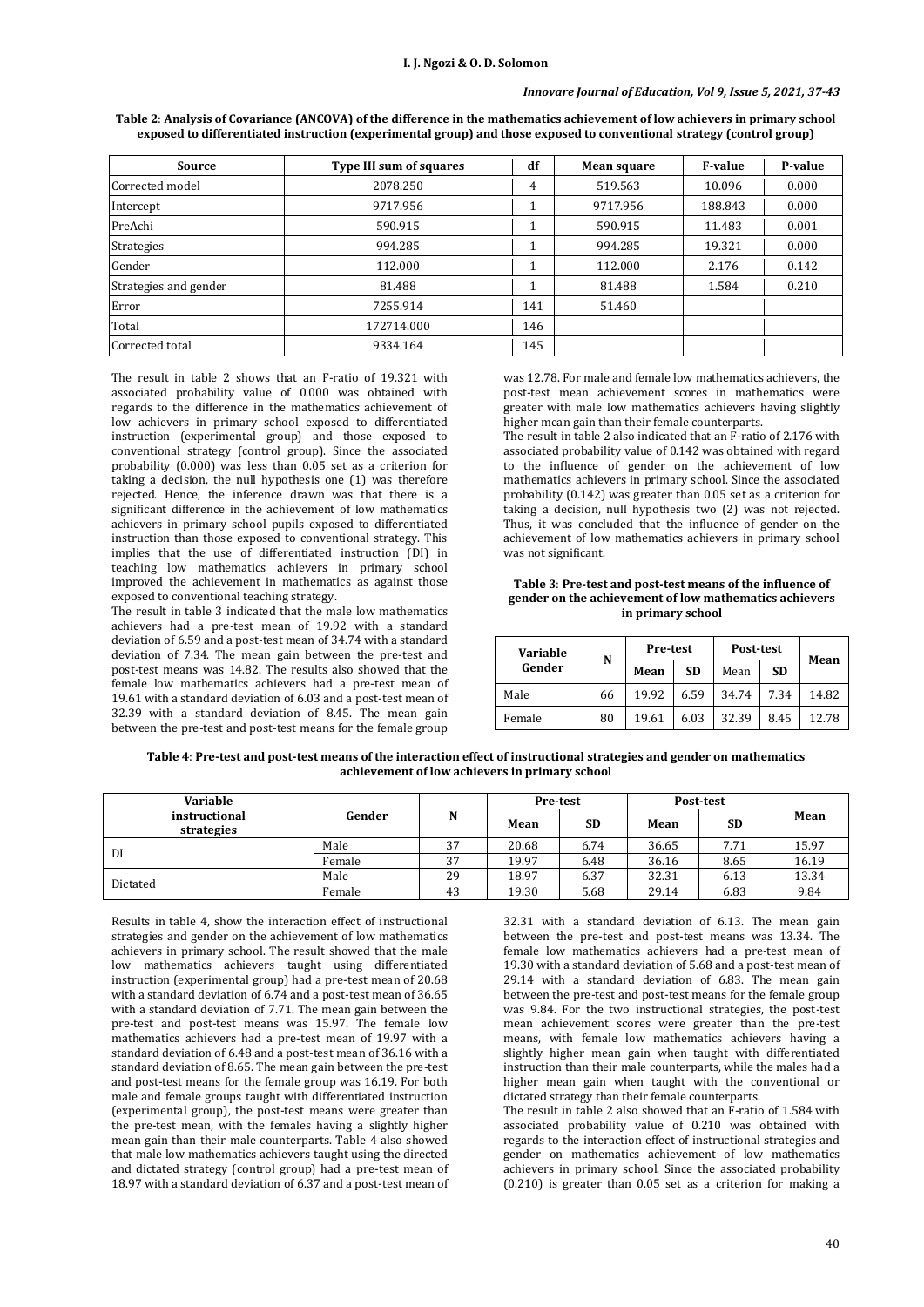**Table 2**: **Analysis of Covariance (ANCOVA) of the difference in the mathematics achievement of low achievers in primary school exposed to differentiated instruction (experimental group) and those exposed to conventional strategy (control group)**

| Source | Type III sum of squares | df | Mean square | F-value | P-value |
|---|---|---|---|---|---|
| Corrected model | 2078.250 | 4 | 519.563 | 10.096 | 0.000 |
| Intercept | 9717.956 | 1 | 9717.956 | 188.843 | 0.000 |
| PreAchi | 590.915 | 1 | 590.915 | 11.483 | 0.001 |
| Strategies | 994.285 | 1 | 994.285 | 19.321 | 0.000 |
| Gender | 112.000 | 1 | 112.000 | 2.176 | 0.142 |
| Strategies and gender | 81.488 | 1 | 81.488 | 1.584 | 0.210 |
| Error | 7255.914 | 141 | 51.460 | | |
| Total | 172714.000 | 146 | | | |
| Corrected total | 9334.164 | 145 | | | |

The result in table 2 shows that an F-ratio of 19.321 with associated probability value of 0.000 was obtained with regards to the difference in the mathematics achievement of low achievers in primary school exposed to differentiated instruction (experimental group) and those exposed to conventional strategy (control group). Since the associated probability (0.000) was less than 0.05 set as a criterion for taking a decision, the null hypothesis one (1) was therefore rejected. Hence, the inference drawn was that there is a significant difference in the achievement of low mathematics achievers in primary school pupils exposed to differentiated instruction than those exposed to conventional strategy. This implies that the use of differentiated instruction (DI) in teaching low mathematics achievers in primary school improved the achievement in mathematics as against those exposed to conventional teaching strategy.

The result in table 3 indicated that the male low mathematics achievers had a pre-test mean of 19.92 with a standard deviation of 6.59 and a post-test mean of 34.74 with a standard deviation of 7.34. The mean gain between the pre-test and post-test means was 14.82. The results also showed that the female low mathematics achievers had a pre-test mean of 19.61 with a standard deviation of 6.03 and a post-test mean of 32.39 with a standard deviation of 8.45. The mean gain between the pre-test and post-test means for the female group was 12.78. For male and female low mathematics achievers, the post-test mean achievement scores in mathematics were greater with male low mathematics achievers having slightly higher mean gain than their female counterparts.

The result in table 2 also indicated that an F-ratio of 2.176 with associated probability value of 0.142 was obtained with regard to the influence of gender on the achievement of low mathematics achievers in primary school. Since the associated probability (0.142) was greater than 0.05 set as a criterion for taking a decision, null hypothesis two (2) was not rejected. Thus, it was concluded that the influence of gender on the achievement of low mathematics achievers in primary school was not significant.

**Table 3**: **Pre-test and post-test means of the influence of gender on the achievement of low mathematics achievers in primary school**

| Variable Gender | N | Pre-test | | Post-test | | Mean |
|---|---|---|---|---|---|---|
| | | Mean | SD | Mean | SD | |
| Male | 66 | 19.92 | 6.59 | 34.74 | 7.34 | 14.82 |
| Female | 80 | 19.61 | 6.03 | 32.39 | 8.45 | 12.78 |

**Table 4**: **Pre-test and post-test means of the interaction effect of instructional strategies and gender on mathematics achievement of low achievers in primary school**

| Variable instructional strategies | Gender | N | Pre-test | | Post-test | | Mean |
|---|---|---|---|---|---|---|---|
| | | | Mean | SD | Mean | SD | |
| DI | Male | 37 | 20.68 | 6.74 | 36.65 | 7.71 | 15.97 |
| | Female | 37 | 19.97 | 6.48 | 36.16 | 8.65 | 16.19 |
| Dictated | Male | 29 | 18.97 | 6.37 | 32.31 | 6.13 | 13.34 |
| | Female | 43 | 19.30 | 5.68 | 29.14 | 6.83 | 9.84 |

Results in table 4, show the interaction effect of instructional strategies and gender on the achievement of low mathematics achievers in primary school. The result showed that the male low mathematics achievers taught using differentiated instruction (experimental group) had a pre-test mean of 20.68 with a standard deviation of 6.74 and a post-test mean of 36.65 with a standard deviation of 7.71. The mean gain between the pre-test and post-test means was 15.97. The female low mathematics achievers had a pre-test mean of 19.97 with a standard deviation of 6.48 and a post-test mean of 36.16 with a standard deviation of 8.65. The mean gain between the pre-test and post-test means for the female group was 16.19. For both male and female groups taught with differentiated instruction (experimental group), the post-test means were greater than the pre-test mean, with the females having a slightly higher mean gain than their male counterparts. Table 4 also showed that male low mathematics achievers taught using the directed and dictated strategy (control group) had a pre-test mean of 18.97 with a standard deviation of 6.37 and a post-test mean of 32.31 with a standard deviation of 6.13. The mean gain between the pre-test and post-test means was 13.34. The female low mathematics achievers had a pre-test mean of 19.30 with a standard deviation of 5.68 and a post-test mean of 29.14 with a standard deviation of 6.83. The mean gain between the pre-test and post-test means for the female group was 9.84. For the two instructional strategies, the post-test mean achievement scores were greater than the pre-test means, with female low mathematics achievers having a slightly higher mean gain when taught with differentiated instruction than their male counterparts, while the males had a higher mean gain when taught with the conventional or dictated strategy than their female counterparts.

The result in table 2 also showed that an F-ratio of 1.584 with associated probability value of 0.210 was obtained with regards to the interaction effect of instructional strategies and gender on mathematics achievement of low mathematics achievers in primary school. Since the associated probability (0.210) is greater than 0.05 set as a criterion for making a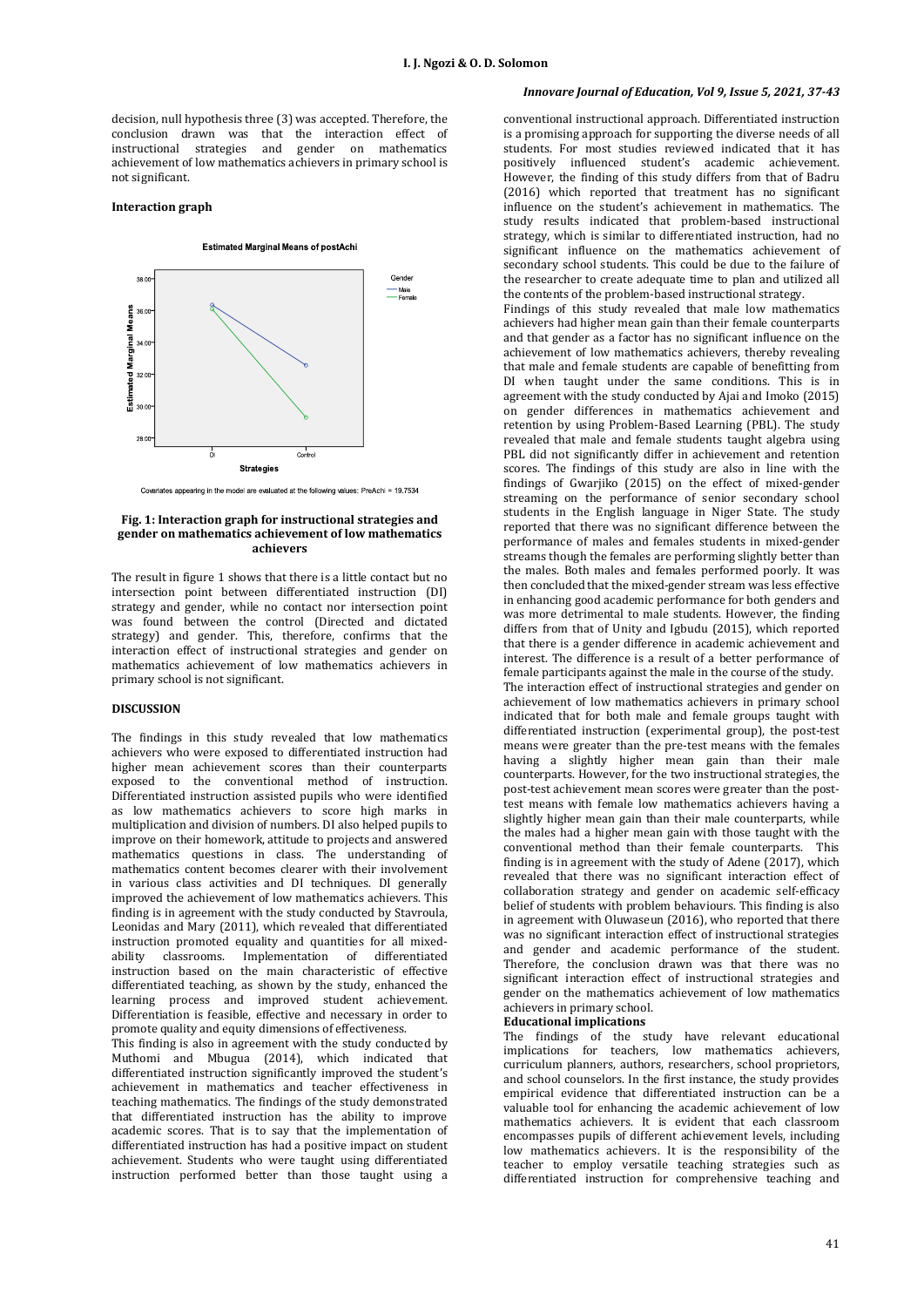decision, null hypothesis three (3) was accepted. Therefore, the conclusion drawn was that the interaction effect of instructional strategies and gender on mathematics achievement of low mathematics achievers in primary school is not significant.

**Interaction graph**

**Fig. 1: Interaction graph for instructional strategies and gender on mathematics achievement of low mathematics achievers**

The result in figure 1 shows that there is a little contact but no intersection point between differentiated instruction (DI) strategy and gender, while no contact nor intersection point was found between the control (Directed and dictated strategy) and gender. This, therefore, confirms that the interaction effect of instructional strategies and gender on mathematics achievement of low mathematics achievers in primary school is not significant.

## DISCUSSION

The findings in this study revealed that low mathematics achievers who were exposed to differentiated instruction had higher mean achievement scores than their counterparts exposed to the conventional method of instruction. Differentiated instruction assisted pupils who were identified as low mathematics achievers to score high marks in multiplication and division of numbers. DI also helped pupils to improve on their homework, attitude to projects and answered mathematics questions in class. The understanding of mathematics content becomes clearer with their involvement in various class activities and DI techniques. DI generally improved the achievement of low mathematics achievers. This finding is in agreement with the study conducted by Stavroula, Leonidas and Mary (2011), which revealed that differentiated instruction promoted equality and quantities for all mixed-ability classrooms. Implementation of differentiated instruction based on the main characteristic of effective differentiated teaching, as shown by the study, enhanced the learning process and improved student achievement. Differentiation is feasible, effective and necessary in order to promote quality and equity dimensions of effectiveness.

This finding is also in agreement with the study conducted by Muthomi and Mbugua (2014), which indicated that differentiated instruction significantly improved the student's achievement in mathematics and teacher effectiveness in teaching mathematics. The findings of the study demonstrated that differentiated instruction has the ability to improve academic scores. That is to say that the implementation of differentiated instruction has had a positive impact on student achievement. Students who were taught using differentiated instruction performed better than those taught using a conventional instructional approach. Differentiated instruction is a promising approach for supporting the diverse needs of all students. For most studies reviewed indicated that it has positively influenced student's academic achievement. However, the finding of this study differs from that of Badru (2016) which reported that treatment has no significant influence on the student's achievement in mathematics. The study results indicated that problem-based instructional strategy, which is similar to differentiated instruction, had no significant influence on the mathematics achievement of secondary school students. This could be due to the failure of the researcher to create adequate time to plan and utilized all the contents of the problem-based instructional strategy.

Findings of this study revealed that male low mathematics achievers had higher mean gain than their female counterparts and that gender as a factor has no significant influence on the achievement of low mathematics achievers, thereby revealing that male and female students are capable of benefitting from DI when taught under the same conditions. This is in agreement with the study conducted by Ajai and Imoko (2015) on gender differences in mathematics achievement and retention by using Problem-Based Learning (PBL). The study revealed that male and female students taught algebra using PBL did not significantly differ in achievement and retention scores. The findings of this study are also in line with the findings of Gwarjiko (2015) on the effect of mixed-gender streaming on the performance of senior secondary school students in the English language in Niger State. The study reported that there was no significant difference between the performance of males and females students in mixed-gender streams though the females are performing slightly better than the males. Both males and females performed poorly. It was then concluded that the mixed-gender stream was less effective in enhancing good academic performance for both genders and was more detrimental to male students. However, the finding differs from that of Unity and Igbudu (2015), which reported that there is a gender difference in academic achievement and interest. The difference is a result of a better performance of female participants against the male in the course of the study.

The interaction effect of instructional strategies and gender on achievement of low mathematics achievers in primary school indicated that for both male and female groups taught with differentiated instruction (experimental group), the post-test means were greater than the pre-test means with the females having a slightly higher mean gain than their male counterparts. However, for the two instructional strategies, the post-test achievement mean scores were greater than the post-test means with female low mathematics achievers having a slightly higher mean gain than their male counterparts, while the males had a higher mean gain with those taught with the conventional method than their female counterparts. This finding is in agreement with the study of Adene (2017), which revealed that there was no significant interaction effect of collaboration strategy and gender on academic self-efficacy belief of students with problem behaviours. This finding is also in agreement with Oluwaseun (2016), who reported that there was no significant interaction effect of instructional strategies and gender and academic performance of the student. Therefore, the conclusion drawn was that there was no significant interaction effect of instructional strategies and gender on the mathematics achievement of low mathematics achievers in primary school.

### Educational implications

The findings of the study have relevant educational implications for teachers, low mathematics achievers, curriculum planners, authors, researchers, school proprietors, and school counselors. In the first instance, the study provides empirical evidence that differentiated instruction can be a valuable tool for enhancing the academic achievement of low mathematics achievers. It is evident that each classroom encompasses pupils of different achievement levels, including low mathematics achievers. It is the responsibility of the teacher to employ versatile teaching strategies such as differentiated instruction for comprehensive teaching and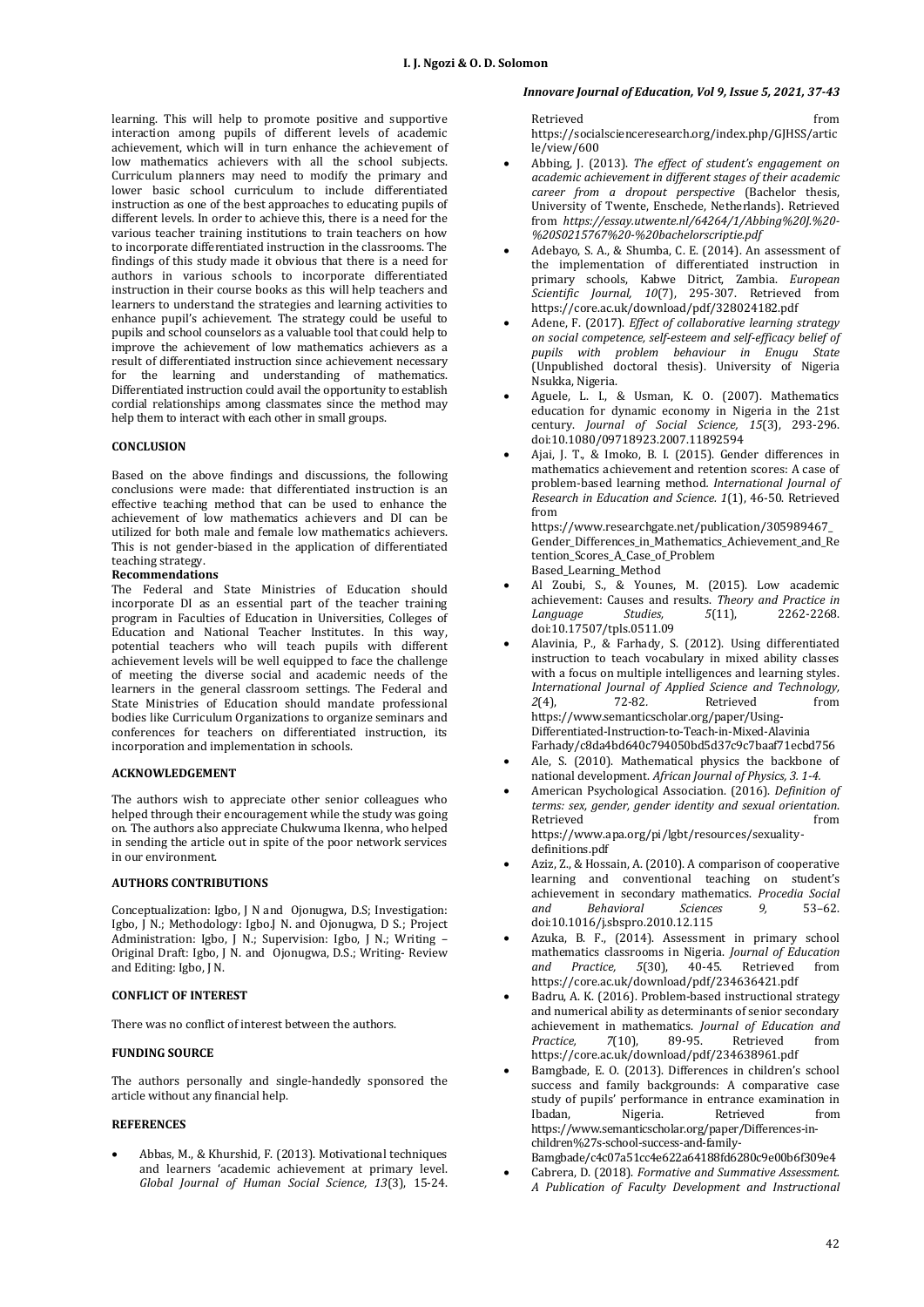learning. This will help to promote positive and supportive interaction among pupils of different levels of academic achievement, which will in turn enhance the achievement of low mathematics achievers with all the school subjects. Curriculum planners may need to modify the primary and lower basic school curriculum to include differentiated instruction as one of the best approaches to educating pupils of different levels. In order to achieve this, there is a need for the various teacher training institutions to train teachers on how to incorporate differentiated instruction in the classrooms. The findings of this study made it obvious that there is a need for authors in various schools to incorporate differentiated instruction in their course books as this will help teachers and learners to understand the strategies and learning activities to enhance pupil's achievement. The strategy could be useful to pupils and school counselors as a valuable tool that could help to improve the achievement of low mathematics achievers as a result of differentiated instruction since achievement necessary for the learning and understanding of mathematics. Differentiated instruction could avail the opportunity to establish cordial relationships among classmates since the method may help them to interact with each other in small groups.

## CONCLUSION

Based on the above findings and discussions, the following conclusions were made: that differentiated instruction is an effective teaching method that can be used to enhance the achievement of low mathematics achievers and DI can be utilized for both male and female low mathematics achievers. This is not gender-biased in the application of differentiated teaching strategy.

### Recommendations

The Federal and State Ministries of Education should incorporate DI as an essential part of the teacher training program in Faculties of Education in Universities, Colleges of Education and National Teacher Institutes. In this way, potential teachers who will teach pupils with different achievement levels will be well equipped to face the challenge of meeting the diverse social and academic needs of the learners in the general classroom settings. The Federal and State Ministries of Education should mandate professional bodies like Curriculum Organizations to organize seminars and conferences for teachers on differentiated instruction, its incorporation and implementation in schools.

## ACKNOWLEDGEMENT

The authors wish to appreciate other senior colleagues who helped through their encouragement while the study was going on. The authors also appreciate Chukwuma Ikenna, who helped in sending the article out in spite of the poor network services in our environment.

## AUTHORS CONTRIBUTIONS

Conceptualization: Igbo, J N and Ojonugwa, D.S; Investigation: Igbo, J N.; Methodology: Igbo.J N. and Ojonugwa, D S.; Project Administration: Igbo, J N.; Supervision: Igbo, J N.; Writing – Original Draft: Igbo, J N. and Ojonugwa, D.S.; Writing- Review and Editing: Igbo, J N.

## CONFLICT OF INTEREST

There was no conflict of interest between the authors.

## FUNDING SOURCE

The authors personally and single-handedly sponsored the article without any financial help.

## REFERENCES

- Abbas, M., & Khurshid, F. (2013). Motivational techniques and learners 'academic achievement at primary level. *Global Journal of Human Social Science, 13*(3), 15-24. Retrieved from https://socialscienceresearch.org/index.php/GJHSS/article/view/600
- Abbing, J. (2013). *The effect of student's engagement on academic achievement in different stages of their academic career from a dropout perspective* (Bachelor thesis, University of Twente, Enschede, Netherlands). Retrieved from *https://essay.utwente.nl/64264/1/Abbing%20J.%20-%20S0215767%20-%20bachelorscriptie.pdf*
- Adebayo, S. A., & Shumba, C. E. (2014). An assessment of the implementation of differentiated instruction in primary schools, Kabwe Ditrict, Zambia. *European Scientific Journal, 10*(7), 295-307. Retrieved from https://core.ac.uk/download/pdf/328024182.pdf
- Adene, F. (2017). *Effect of collaborative learning strategy on social competence, self-esteem and self-efficacy belief of pupils with problem behaviour in Enugu State* (Unpublished doctoral thesis). University of Nigeria Nsukka, Nigeria.
- Aguele, L. I., & Usman, K. O. (2007). Mathematics education for dynamic economy in Nigeria in the 21st century. *Journal of Social Science, 15*(3), 293-296. doi:10.1080/09718923.2007.11892594
- Ajai, J. T., & Imoko, B. I. (2015). Gender differences in mathematics achievement and retention scores: A case of problem-based learning method. *International Journal of Research in Education and Science. 1*(1), 46-50. Retrieved from https://www.researchgate.net/publication/305989467_Gender_Differences_in_Mathematics_Achievement_and_Retention_Scores_A_Case_of_Problem Based_Learning_Method
- Al Zoubi, S., & Younes, M. (2015). Low academic achievement: Causes and results. *Theory and Practice in Language Studies, 5*(11), 2262-2268. doi:10.17507/tpls.0511.09
- Alavinia, P., & Farhady, S. (2012). Using differentiated instruction to teach vocabulary in mixed ability classes with a focus on multiple intelligences and learning styles. *International Journal of Applied Science and Technology, 2*(4), 72-82. Retrieved from https://www.semanticscholar.org/paper/Using-Differentiated-Instruction-to-Teach-in-Mixed-Alavinia Farhady/c8da4bd640c794050bd5d37c9c7baaf71ecbd756
- Ale, S. (2010). Mathematical physics the backbone of national development. *African Journal of Physics, 3. 1-4.*
- American Psychological Association. (2016). *Definition of terms: sex, gender, gender identity and sexual orientation.* Retrieved from https://www.apa.org/pi/lgbt/resources/sexuality-definitions.pdf
- Aziz, Z., & Hossain, A. (2010). A comparison of cooperative learning and conventional teaching on student's achievement in secondary mathematics. *Procedia Social and Behavioral Sciences 9,* 53–62. doi:10.1016/j.sbspro.2010.12.115
- Azuka, B. F., (2014). Assessment in primary school mathematics classrooms in Nigeria. *Journal of Education and Practice, 5*(30), 40-45. Retrieved from https://core.ac.uk/download/pdf/234636421.pdf
- Badru, A. K. (2016). Problem-based instructional strategy and numerical ability as determinants of senior secondary achievement in mathematics. *Journal of Education and Practice, 7*(10), 89-95. Retrieved from https://core.ac.uk/download/pdf/234638961.pdf
- Bamgbade, E. O. (2013). Differences in children's school success and family backgrounds: A comparative case study of pupils' performance in entrance examination in Ibadan, Nigeria. Retrieved from https://www.semanticscholar.org/paper/Differences-in-children%27s-school-success-and-family-Bamgbade/c4c07a51cc4e622a64188fd6280c9e00b6f309e4
- Cabrera, D. (2018). *Formative and Summative Assessment. A Publication of Faculty Development and Instructional*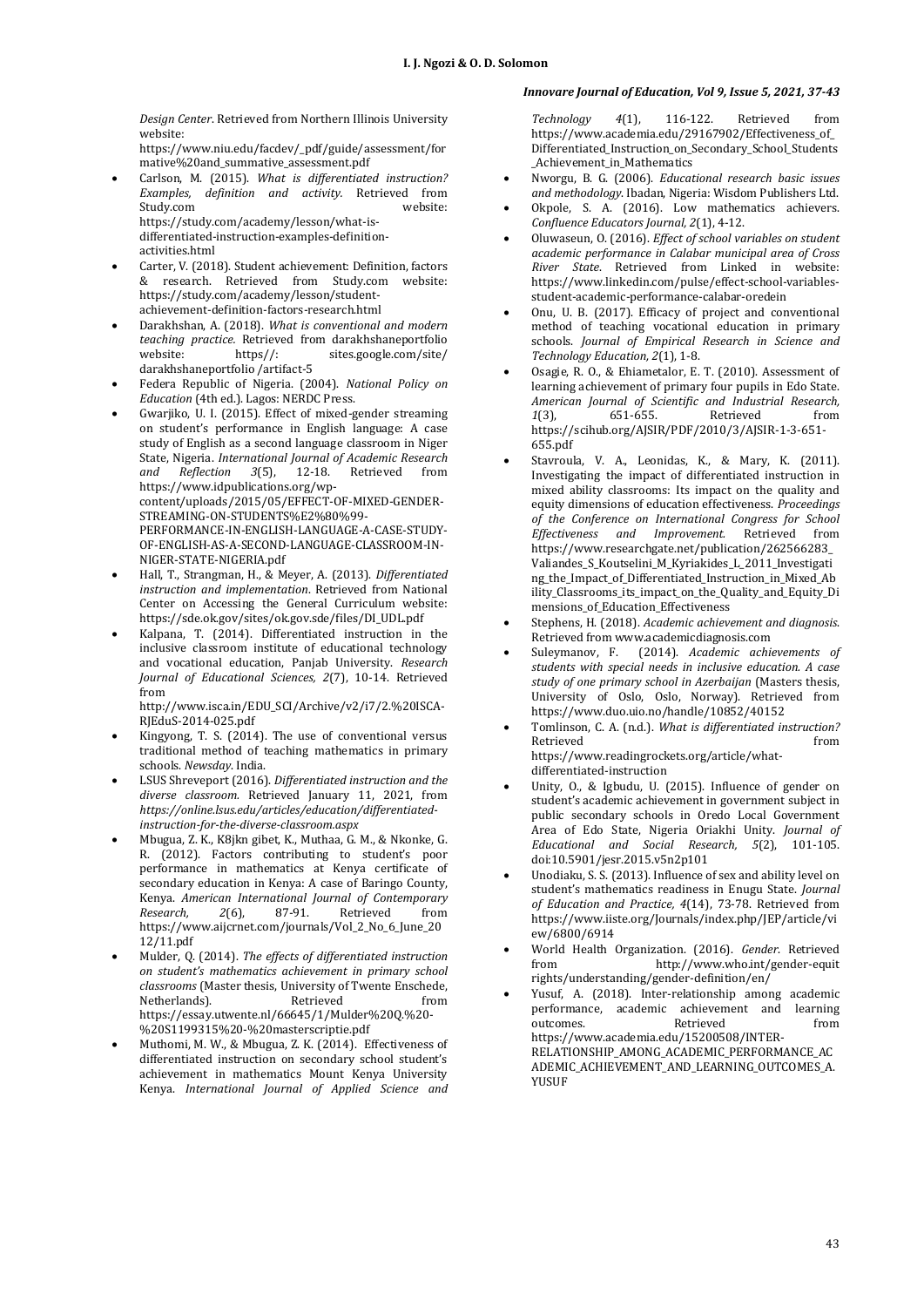*Design Center*. Retrieved from Northern Illinois University website: https://www.niu.edu/facdev/_pdf/guide/assessment/formative%20and_summative_assessment.pdf

- Carlson, M. (2015). *What is differentiated instruction? Examples, definition and activity.* Retrieved from Study.com website: https://study.com/academy/lesson/what-is-differentiated-instruction-examples-definition-activities.html
- Carter, V. (2018). Student achievement: Definition, factors & research. Retrieved from Study.com website: https://study.com/academy/lesson/student-achievement-definition-factors-research.html
- Darakhshan, A. (2018). *What is conventional and modern teaching practice.* Retrieved from darakhshaneportfolio website: https//: sites.google.com/site/ darakhshaneportfolio /artifact-5
- Federa Republic of Nigeria. (2004). *National Policy on Education* (4th ed.). Lagos: NERDC Press.
- Gwarjiko, U. I. (2015). Effect of mixed-gender streaming on student's performance in English language: A case study of English as a second language classroom in Niger State, Nigeria. *International Journal of Academic Research and Reflection 3*(5), 12-18. Retrieved from https://www.idpublications.org/wp-content/uploads/2015/05/EFFECT-OF-MIXED-GENDER-STREAMING-ON-STUDENTS%E2%80%99-PERFORMANCE-IN-ENGLISH-LANGUAGE-A-CASE-STUDY-OF-ENGLISH-AS-A-SECOND-LANGUAGE-CLASSROOM-IN-NIGER-STATE-NIGERIA.pdf
- Hall, T., Strangman, H., & Meyer, A. (2013). *Differentiated instruction and implementation*. Retrieved from National Center on Accessing the General Curriculum website: https://sde.ok.gov/sites/ok.gov.sde/files/DI_UDL.pdf
- Kalpana, T. (2014). Differentiated instruction in the inclusive classroom institute of educational technology and vocational education, Panjab University. *Research Journal of Educational Sciences, 2*(7), 10-14. Retrieved from http://www.isca.in/EDU_SCI/Archive/v2/i7/2.%20ISCA-RJEduS-2014-025.pdf
- Kingyong, T. S. (2014). The use of conventional versus traditional method of teaching mathematics in primary schools. *Newsday*. India.
- LSUS Shreveport (2016). *Differentiated instruction and the diverse classroom.* Retrieved January 11, 2021, from *https://online.lsus.edu/articles/education/differentiated-instruction-for-the-diverse-classroom.aspx*
- Mbugua, Z. K., K8jkn gibet, K., Muthaa, G. M., & Nkonke, G. R. (2012). Factors contributing to student's poor performance in mathematics at Kenya certificate of secondary education in Kenya: A case of Baringo County, Kenya. *American International Journal of Contemporary Research, 2*(6), 87-91. Retrieved from https://www.aijcrnet.com/journals/Vol_2_No_6_June_2012/11.pdf
- Mulder, Q. (2014). *The effects of differentiated instruction on student's mathematics achievement in primary school classrooms* (Master thesis, University of Twente Enschede, Netherlands). Retrieved from https://essay.utwente.nl/66645/1/Mulder%20Q.%20-%20S1199315%20-%20masterscriptie.pdf
- Muthomi, M. W., & Mbugua, Z. K. (2014). Effectiveness of differentiated instruction on secondary school student's achievement in mathematics Mount Kenya University Kenya. *International Journal of Applied Science and Technology 4*(1), 116-122. Retrieved from https://www.academia.edu/29167902/Effectiveness_of_Differentiated_Instruction_on_Secondary_School_Students_Achievement_in_Mathematics
- Nworgu, B. G. (2006). *Educational research basic issues and methodology.* Ibadan, Nigeria: Wisdom Publishers Ltd.
- Okpole, S. A. (2016). Low mathematics achievers. *Confluence Educators Journal, 2*(1), 4-12.
- Oluwaseun, O. (2016). *Effect of school variables on student academic performance in Calabar municipal area of Cross River State*. Retrieved from Linked in website: https://www.linkedin.com/pulse/effect-school-variables-student-academic-performance-calabar-oredein
- Onu, U. B. (2017). Efficacy of project and conventional method of teaching vocational education in primary schools. *Journal of Empirical Research in Science and Technology Education, 2*(1), 1-8.
- Osagie, R. O., & Ehiametalor, E. T. (2010). Assessment of learning achievement of primary four pupils in Edo State. *American Journal of Scientific and Industrial Research, 1*(3), 651-655. Retrieved from https://scihub.org/AJSIR/PDF/2010/3/AJSIR-1-3-651-655.pdf
- Stavroula, V. A., Leonidas, K., & Mary, K. (2011). Investigating the impact of differentiated instruction in mixed ability classrooms: Its impact on the quality and equity dimensions of education effectiveness. *Proceedings of the Conference on International Congress for School Effectiveness and Improvement.* Retrieved from https://www.researchgate.net/publication/262566283_Valiandes_S_Koutselini_M_Kyriakides_L_2011_Investigating_the_Impact_of_Differentiated_Instruction_in_Mixed_Ability_Classrooms_its_impact_on_the_Quality_and_Equity_Dimensions_of_Education_Effectiveness
- Stephens, H. (2018). *Academic achievement and diagnosis.* Retrieved from www.academicdiagnosis.com
- Suleymanov, F. (2014). *Academic achievements of students with special needs in inclusive education. A case study of one primary school in Azerbaijan* (Masters thesis, University of Oslo, Oslo, Norway). Retrieved from https://www.duo.uio.no/handle/10852/40152
- Tomlinson, C. A. (n.d.). *What is differentiated instruction?* Retrieved from https://www.readingrockets.org/article/what-differentiated-instruction
- Unity, O., & Igbudu, U. (2015). Influence of gender on student's academic achievement in government subject in public secondary schools in Oredo Local Government Area of Edo State, Nigeria Oriakhi Unity. *Journal of Educational and Social Research, 5*(2), 101-105. doi:10.5901/jesr.2015.v5n2p101
- Unodiaku, S. S. (2013). Influence of sex and ability level on student's mathematics readiness in Enugu State. *Journal of Education and Practice, 4*(14), 73-78. Retrieved from https://www.iiste.org/Journals/index.php/JEP/article/view/6800/6914
- World Health Organization. (2016). *Gender*. Retrieved from http://www.who.int/gender-equit rights/understanding/gender-definition/en/
- Yusuf, A. (2018). Inter-relationship among academic performance, academic achievement and learning outcomes. Retrieved from https://www.academia.edu/15200508/INTER-RELATIONSHIP_AMONG_ACADEMIC_PERFORMANCE_ACADEMIC_ACHIEVEMENT_AND_LEARNING_OUTCOMES_A.YUSUF